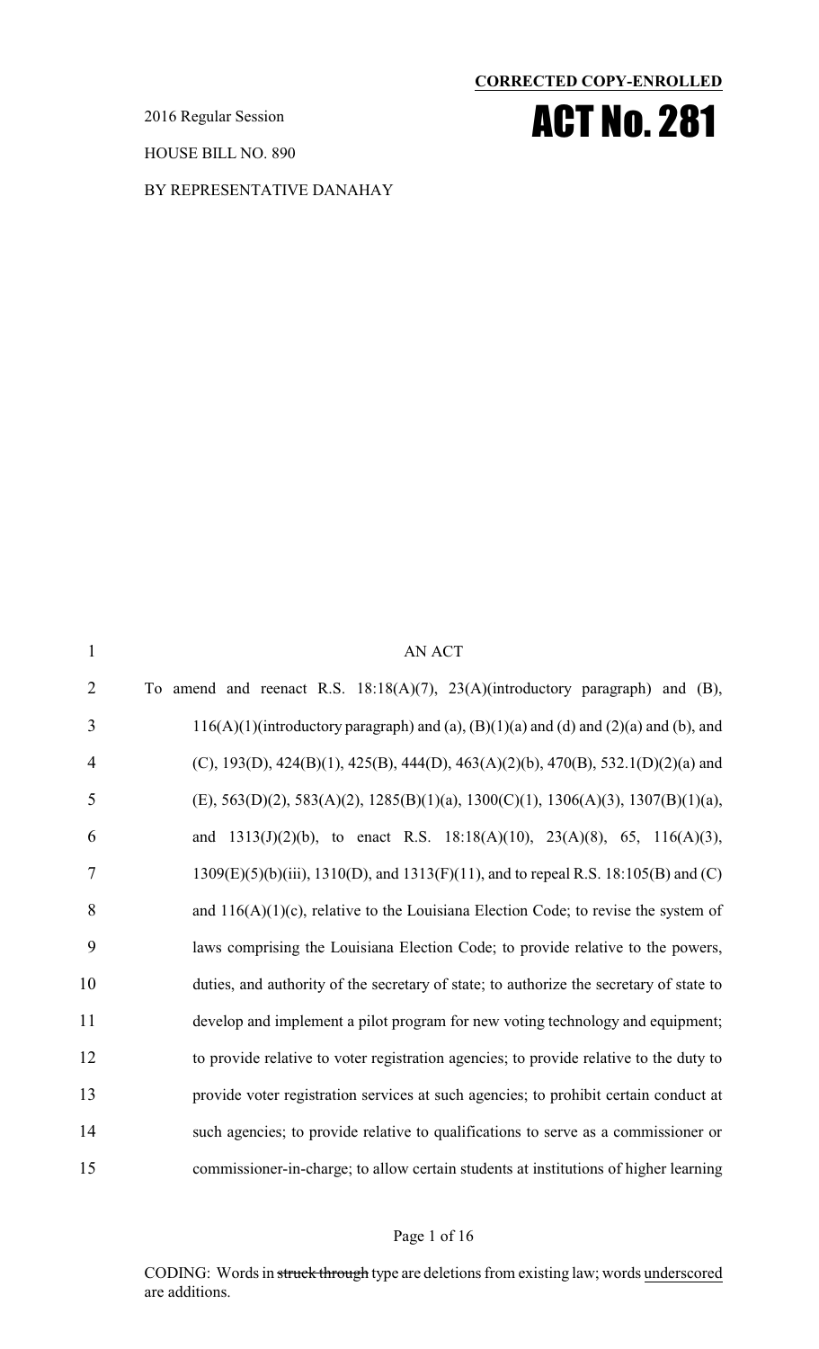**CORRECTED COPY-ENROLLED**

2016 Regular Session

# ACT No. 281

HOUSE BILL NO. 890

BY REPRESENTATIVE DANAHAY

AN ACT

To amend and reenact R.S. 18:18(A)(7), 23(A)(introductory paragraph) and (B), 116(A)(1)(introductory paragraph) and (a), (B)(1)(a) and (d) and (2)(a) and (b), and (C), 193(D), 424(B)(1), 425(B), 444(D), 463(A)(2)(b), 470(B), 532.1(D)(2)(a) and (E), 563(D)(2), 583(A)(2), 1285(B)(1)(a), 1300(C)(1), 1306(A)(3), 1307(B)(1)(a), and 1313(J)(2)(b), to enact R.S. 18:18(A)(10), 23(A)(8), 65, 116(A)(3), 1309(E)(5)(b)(iii), 1310(D), and 1313(F)(11), and to repeal R.S. 18:105(B) and (C) and 116(A)(1)(c), relative to the Louisiana Election Code; to revise the system of laws comprising the Louisiana Election Code; to provide relative to the powers, duties, and authority of the secretary of state; to authorize the secretary of state to develop and implement a pilot program for new voting technology and equipment; to provide relative to voter registration agencies; to provide relative to the duty to provide voter registration services at such agencies; to prohibit certain conduct at such agencies; to provide relative to qualifications to serve as a commissioner or commissioner-in-charge; to allow certain students at institutions of higher learning

CODING: Words in ~~struck through~~ type are deletions from existing law; words underscored are additions.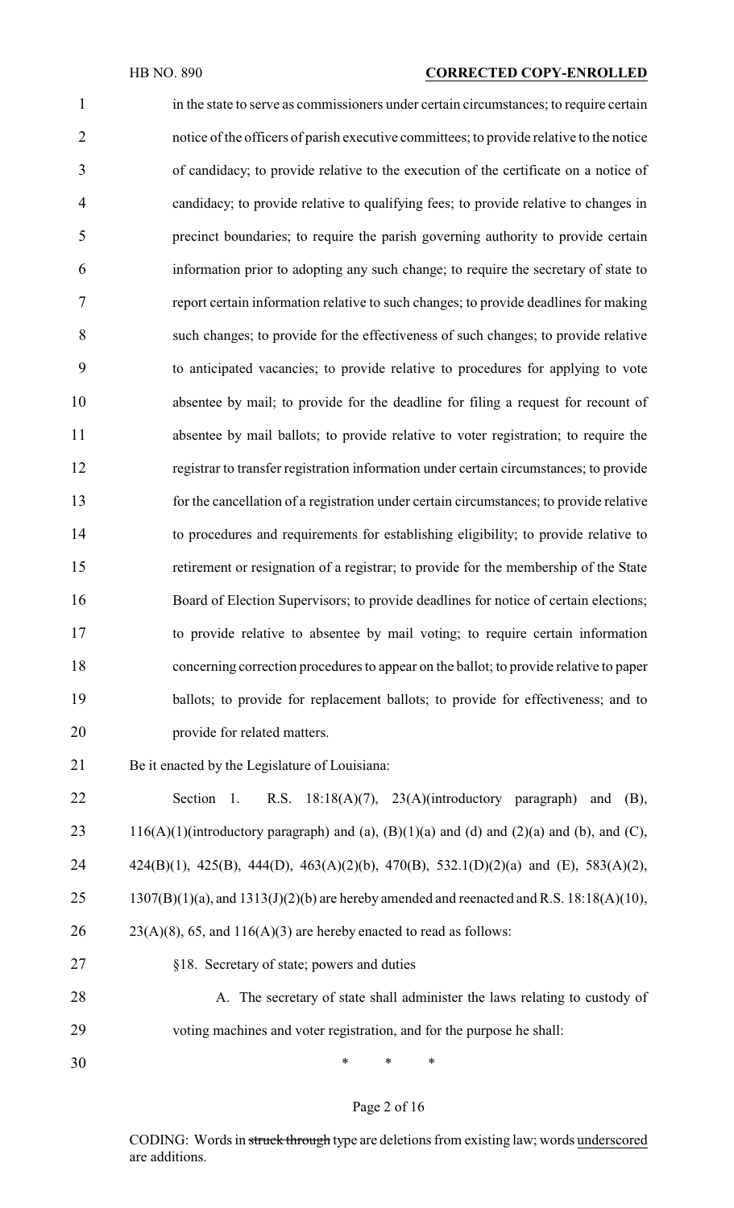in the state to serve as commissioners under certain circumstances; to require certain notice of the officers of parish executive committees; to provide relative to the notice of candidacy; to provide relative to the execution of the certificate on a notice of candidacy; to provide relative to qualifying fees; to provide relative to changes in precinct boundaries; to require the parish governing authority to provide certain information prior to adopting any such change; to require the secretary of state to report certain information relative to such changes; to provide deadlines for making such changes; to provide for the effectiveness of such changes; to provide relative to anticipated vacancies; to provide relative to procedures for applying to vote absentee by mail; to provide for the deadline for filing a request for recount of absentee by mail ballots; to provide relative to voter registration; to require the registrar to transfer registration information under certain circumstances; to provide for the cancellation of a registration under certain circumstances; to provide relative to procedures and requirements for establishing eligibility; to provide relative to retirement or resignation of a registrar; to provide for the membership of the State Board of Election Supervisors; to provide deadlines for notice of certain elections; to provide relative to absentee by mail voting; to require certain information concerning correction procedures to appear on the ballot; to provide relative to paper ballots; to provide for replacement ballots; to provide for effectiveness; and to provide for related matters.

Be it enacted by the Legislature of Louisiana:

Section 1. R.S. 18:18(A)(7), 23(A)(introductory paragraph) and (B), 116(A)(1)(introductory paragraph) and (a), (B)(1)(a) and (d) and (2)(a) and (b), and (C), 424(B)(1), 425(B), 444(D), 463(A)(2)(b), 470(B), 532.1(D)(2)(a) and (E), 583(A)(2), 1307(B)(1)(a), and 1313(J)(2)(b) are hereby amended and reenacted and R.S. 18:18(A)(10), 23(A)(8), 65, and 116(A)(3) are hereby enacted to read as follows:

§18. Secretary of state; powers and duties

A. The secretary of state shall administer the laws relating to custody of voting machines and voter registration, and for the purpose he shall:

\* \* \*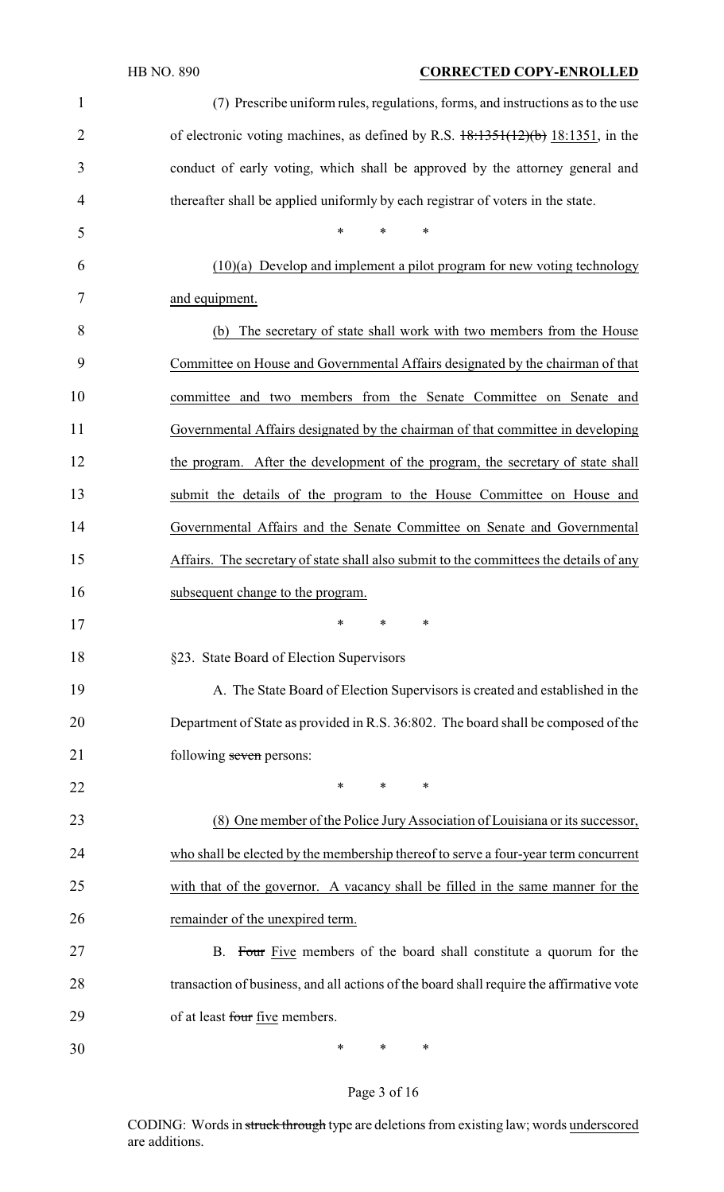(7) Prescribe uniform rules, regulations, forms, and instructions as to the use of electronic voting machines, as defined by R.S. ~~18:1351(12)(b)~~ 18:1351, in the conduct of early voting, which shall be approved by the attorney general and thereafter shall be applied uniformly by each registrar of voters in the state.

\* \* \*

(10)(a) Develop and implement a pilot program for new voting technology and equipment.

(b) The secretary of state shall work with two members from the House Committee on House and Governmental Affairs designated by the chairman of that committee and two members from the Senate Committee on Senate and Governmental Affairs designated by the chairman of that committee in developing the program. After the development of the program, the secretary of state shall submit the details of the program to the House Committee on House and Governmental Affairs and the Senate Committee on Senate and Governmental Affairs. The secretary of state shall also submit to the committees the details of any subsequent change to the program.

\* \* \*

§23. State Board of Election Supervisors

A. The State Board of Election Supervisors is created and established in the Department of State as provided in R.S. 36:802. The board shall be composed of the following ~~seven~~ persons:

\* \* \*

(8) One member of the Police Jury Association of Louisiana or its successor, who shall be elected by the membership thereof to serve a four-year term concurrent with that of the governor. A vacancy shall be filled in the same manner for the remainder of the unexpired term.

B. ~~Four~~ Five members of the board shall constitute a quorum for the transaction of business, and all actions of the board shall require the affirmative vote of at least ~~four~~ five members.

\* \* \*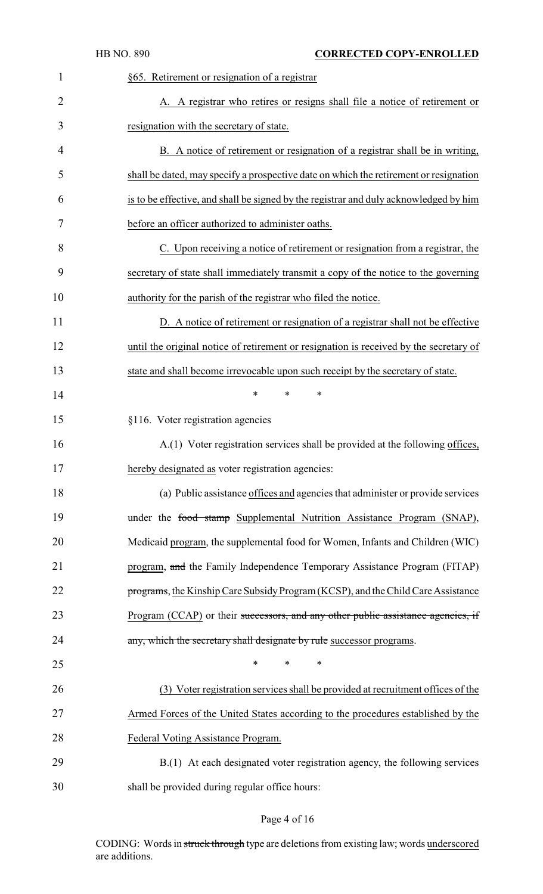§65. Retirement or resignation of a registrar

A. A registrar who retires or resigns shall file a notice of retirement or resignation with the secretary of state.

B. A notice of retirement or resignation of a registrar shall be in writing, shall be dated, may specify a prospective date on which the retirement or resignation is to be effective, and shall be signed by the registrar and duly acknowledged by him before an officer authorized to administer oaths.

C. Upon receiving a notice of retirement or resignation from a registrar, the secretary of state shall immediately transmit a copy of the notice to the governing authority for the parish of the registrar who filed the notice.

D. A notice of retirement or resignation of a registrar shall not be effective until the original notice of retirement or resignation is received by the secretary of state and shall become irrevocable upon such receipt by the secretary of state.

\* \* \*

§116. Voter registration agencies

A.(1) Voter registration services shall be provided at the following offices, hereby designated as voter registration agencies:

(a) Public assistance offices and agencies that administer or provide services under the ~~food stamp~~ Supplemental Nutrition Assistance Program (SNAP), Medicaid program, the supplemental food for Women, Infants and Children (WIC) program, ~~and~~ the Family Independence Temporary Assistance Program (FITAP) ~~programs~~, the Kinship Care Subsidy Program (KCSP), and the Child Care Assistance Program (CCAP) or their ~~successors, and any other public assistance agencies, if any, which the secretary shall designate by rule~~ successor programs.

\* \* \*

(3) Voter registration services shall be provided at recruitment offices of the Armed Forces of the United States according to the procedures established by the Federal Voting Assistance Program.

B.(1) At each designated voter registration agency, the following services shall be provided during regular office hours: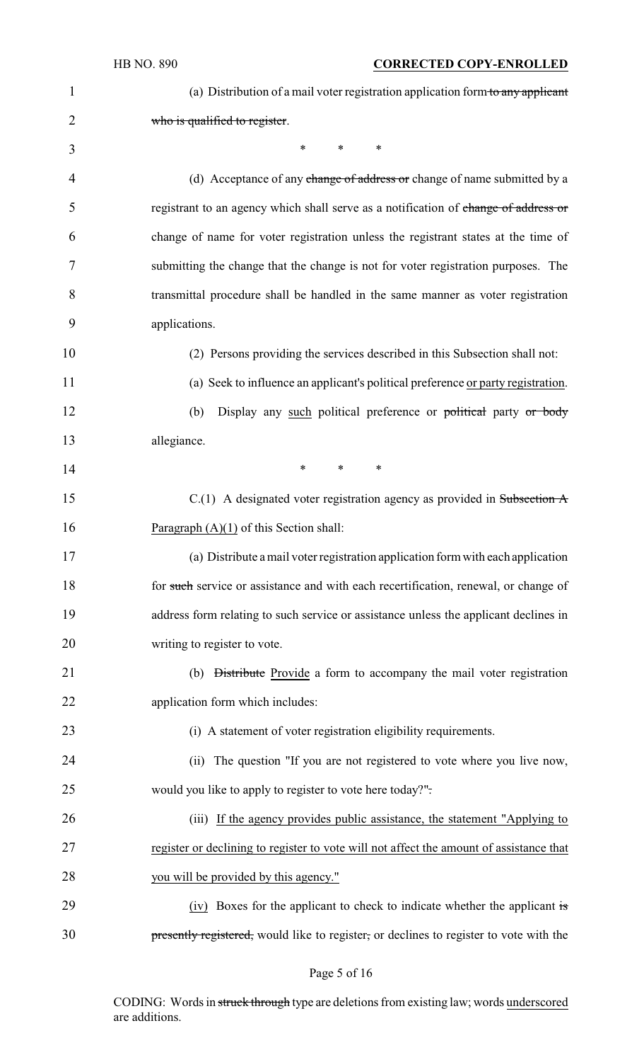(a) Distribution of a mail voter registration application form ~~to any applicant who is qualified to register~~.

\* \* \*

(d) Acceptance of any ~~change of address or~~ change of name submitted by a registrant to an agency which shall serve as a notification of ~~change of address or~~ change of name for voter registration unless the registrant states at the time of submitting the change that the change is not for voter registration purposes. The transmittal procedure shall be handled in the same manner as voter registration applications.

(2) Persons providing the services described in this Subsection shall not:

(a) Seek to influence an applicant's political preference <u>or party registration</u>.

(b) Display any <u>such</u> political preference or ~~political~~ party ~~or body~~ allegiance.

\* \* \*

C.(1) A designated voter registration agency as provided in ~~Subsection A~~ <u>Paragraph (A)(1)</u> of this Section shall:

(a) Distribute a mail voter registration application form with each application for ~~such~~ service or assistance and with each recertification, renewal, or change of address form relating to such service or assistance unless the applicant declines in writing to register to vote.

(b) ~~Distribute~~ <u>Provide</u> a form to accompany the mail voter registration application form which includes:

(i) A statement of voter registration eligibility requirements.

(ii) The question "If you are not registered to vote where you live now, would you like to apply to register to vote here today?"~~.~~

(iii) <u>If the agency provides public assistance, the statement "Applying to register or declining to register to vote will not affect the amount of assistance that you will be provided by this agency."</u>

<u>(iv)</u> Boxes for the applicant to check to indicate whether the applicant ~~is presently registered,~~ would like to register~~,~~ or declines to register to vote with the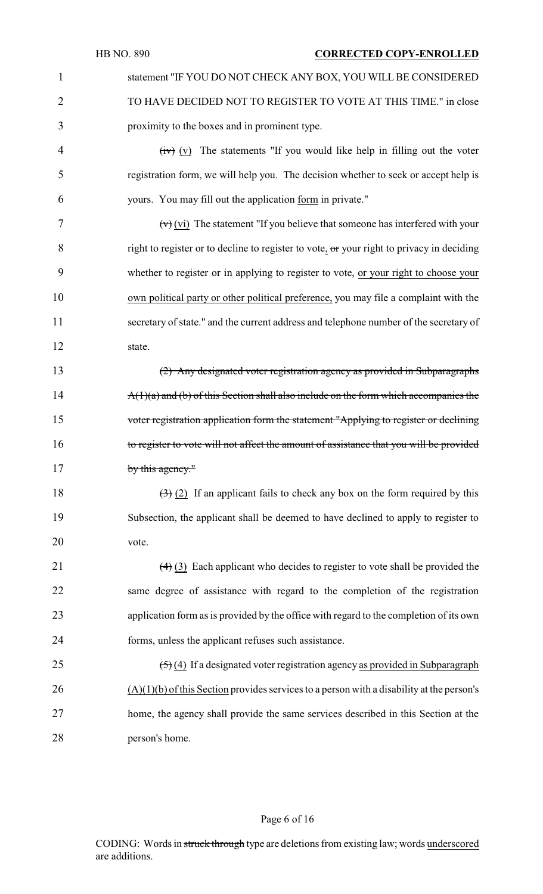statement "IF YOU DO NOT CHECK ANY BOX, YOU WILL BE CONSIDERED TO HAVE DECIDED NOT TO REGISTER TO VOTE AT THIS TIME." in close proximity to the boxes and in prominent type.

~~(iv)~~ (v) The statements "If you would like help in filling out the voter registration form, we will help you. The decision whether to seek or accept help is yours. You may fill out the application form in private."

~~(v)~~ (vi) The statement "If you believe that someone has interfered with your right to register or to decline to register to vote, ~~or~~ your right to privacy in deciding whether to register or in applying to register to vote, or your right to choose your own political party or other political preference, you may file a complaint with the secretary of state." and the current address and telephone number of the secretary of state.

~~(2) Any designated voter registration agency as provided in Subparagraphs A(1)(a) and (b) of this Section shall also include on the form which accompanies the voter registration application form the statement "Applying to register or declining to register to vote will not affect the amount of assistance that you will be provided by this agency."~~

~~(3)~~ (2) If an applicant fails to check any box on the form required by this Subsection, the applicant shall be deemed to have declined to apply to register to vote.

~~(4)~~ (3) Each applicant who decides to register to vote shall be provided the same degree of assistance with regard to the completion of the registration application form as is provided by the office with regard to the completion of its own forms, unless the applicant refuses such assistance.

~~(5)~~ (4) If a designated voter registration agency as provided in Subparagraph (A)(1)(b) of this Section provides services to a person with a disability at the person's home, the agency shall provide the same services described in this Section at the person's home.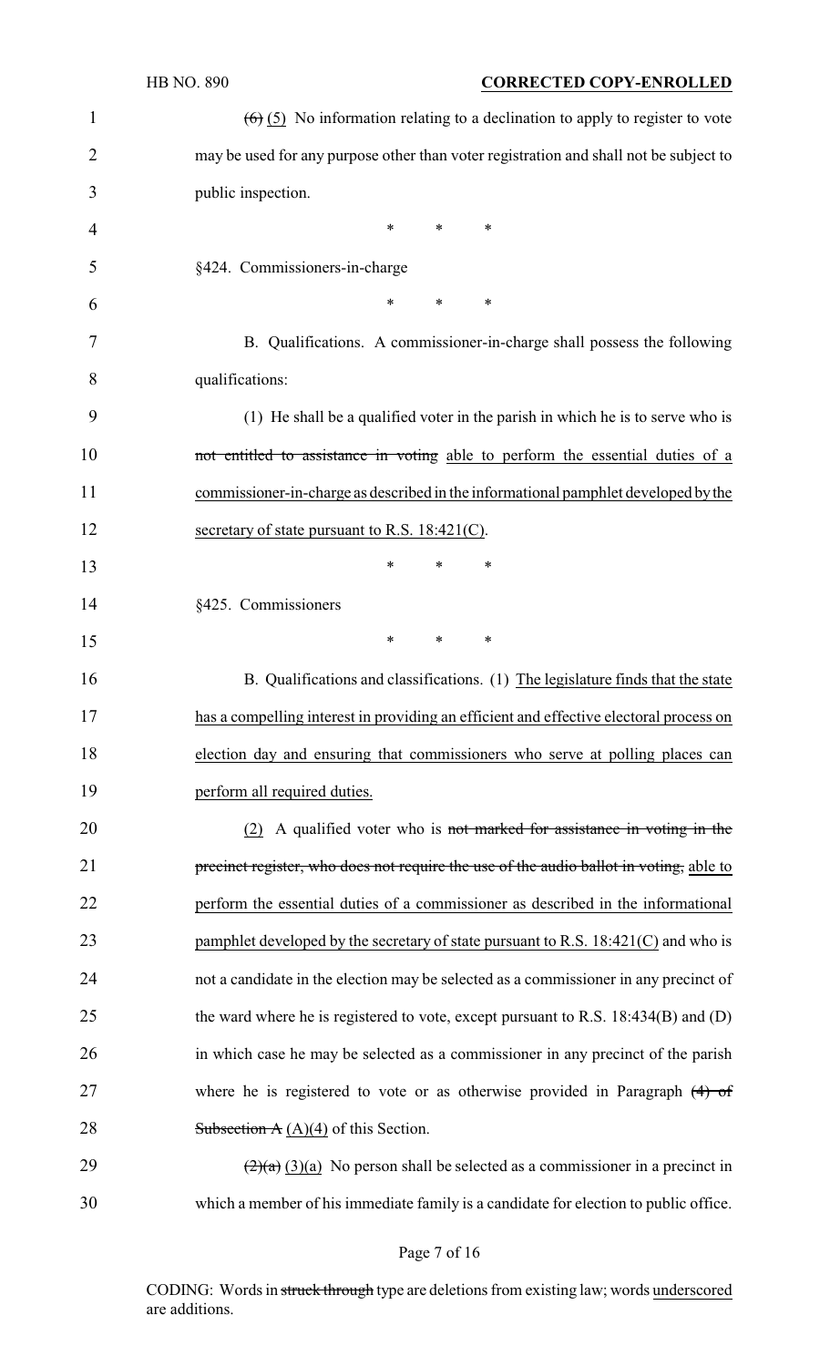~~(6)~~ <u>(5)</u> No information relating to a declination to apply to register to vote may be used for any purpose other than voter registration and shall not be subject to public inspection.

\* \* \*

§424. Commissioners-in-charge

\* \* \*

B. Qualifications. A commissioner-in-charge shall possess the following qualifications:

(1) He shall be a qualified voter in the parish in which he is to serve who is ~~not entitled to assistance in voting~~ <u>able to perform the essential duties of a commissioner-in-charge as described in the informational pamphlet developed by the secretary of state pursuant to R.S. 18:421(C)</u>.

\* \* \*

§425. Commissioners

\* \* \*

B. Qualifications and classifications. (1) <u>The legislature finds that the state has a compelling interest in providing an efficient and effective electoral process on election day and ensuring that commissioners who serve at polling places can perform all required duties.</u>

<u>(2)</u> A qualified voter who is ~~not marked for assistance in voting in the precinct register, who does not require the use of the audio ballot in voting,~~ <u>able to perform the essential duties of a commissioner as described in the informational pamphlet developed by the secretary of state pursuant to R.S. 18:421(C)</u> and who is not a candidate in the election may be selected as a commissioner in any precinct of the ward where he is registered to vote, except pursuant to R.S. 18:434(B) and (D) in which case he may be selected as a commissioner in any precinct of the parish where he is registered to vote or as otherwise provided in Paragraph ~~(4) of Subsection A~~ <u>(A)(4)</u> of this Section.

~~(2)(a)~~ <u>(3)(a)</u> No person shall be selected as a commissioner in a precinct in which a member of his immediate family is a candidate for election to public office.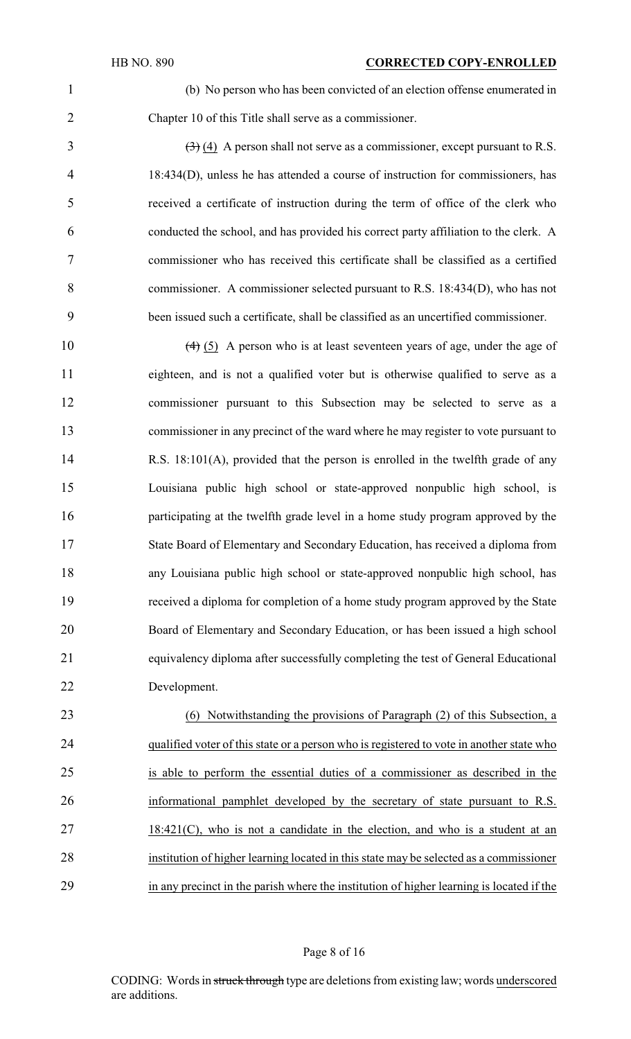(b) No person who has been convicted of an election offense enumerated in Chapter 10 of this Title shall serve as a commissioner.

~~(3)~~ <u>(4)</u> A person shall not serve as a commissioner, except pursuant to R.S. 18:434(D), unless he has attended a course of instruction for commissioners, has received a certificate of instruction during the term of office of the clerk who conducted the school, and has provided his correct party affiliation to the clerk. A commissioner who has received this certificate shall be classified as a certified commissioner. A commissioner selected pursuant to R.S. 18:434(D), who has not been issued such a certificate, shall be classified as an uncertified commissioner.

~~(4)~~ <u>(5)</u> A person who is at least seventeen years of age, under the age of eighteen, and is not a qualified voter but is otherwise qualified to serve as a commissioner pursuant to this Subsection may be selected to serve as a commissioner in any precinct of the ward where he may register to vote pursuant to R.S. 18:101(A), provided that the person is enrolled in the twelfth grade of any Louisiana public high school or state-approved nonpublic high school, is participating at the twelfth grade level in a home study program approved by the State Board of Elementary and Secondary Education, has received a diploma from any Louisiana public high school or state-approved nonpublic high school, has received a diploma for completion of a home study program approved by the State Board of Elementary and Secondary Education, or has been issued a high school equivalency diploma after successfully completing the test of General Educational Development.

<u>(6) Notwithstanding the provisions of Paragraph (2) of this Subsection, a qualified voter of this state or a person who is registered to vote in another state who is able to perform the essential duties of a commissioner as described in the informational pamphlet developed by the secretary of state pursuant to R.S. 18:421(C), who is not a candidate in the election, and who is a student at an institution of higher learning located in this state may be selected as a commissioner in any precinct in the parish where the institution of higher learning is located if the</u>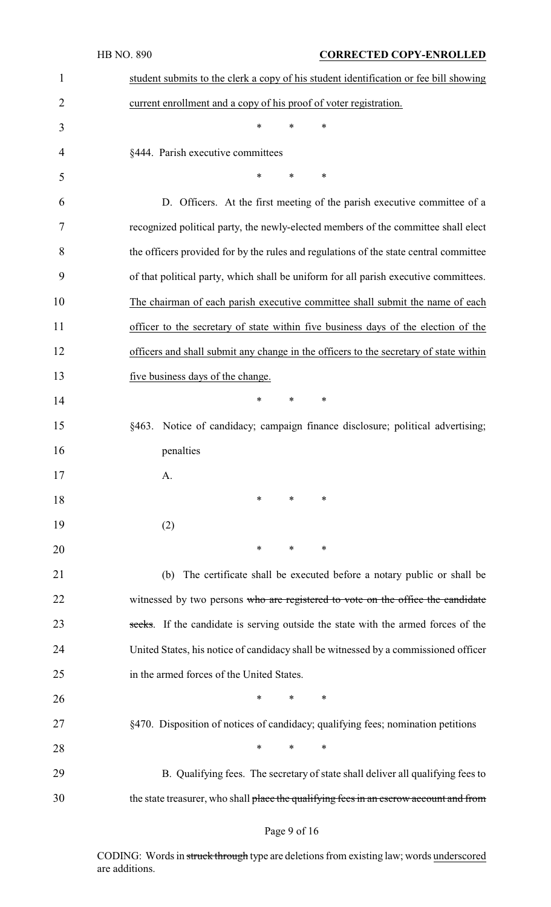student submits to the clerk a copy of his student identification or fee bill showing current enrollment and a copy of his proof of voter registration.

\* \* \*

§444. Parish executive committees

\* \* \*

D. Officers. At the first meeting of the parish executive committee of a recognized political party, the newly-elected members of the committee shall elect the officers provided for by the rules and regulations of the state central committee of that political party, which shall be uniform for all parish executive committees. The chairman of each parish executive committee shall submit the name of each officer to the secretary of state within five business days of the election of the officers and shall submit any change in the officers to the secretary of state within five business days of the change.

\* \* \*

§463. Notice of candidacy; campaign finance disclosure; political advertising; penalties

A.

\* \* \*

(2)

\* \* \*

(b) The certificate shall be executed before a notary public or shall be witnessed by two persons ~~who are registered to vote on the office the candidate seeks~~. If the candidate is serving outside the state with the armed forces of the United States, his notice of candidacy shall be witnessed by a commissioned officer in the armed forces of the United States.

\* \* \*

§470. Disposition of notices of candidacy; qualifying fees; nomination petitions

\* \* \*

B. Qualifying fees. The secretary of state shall deliver all qualifying fees to the state treasurer, who shall ~~place the qualifying fees in an escrow account and from~~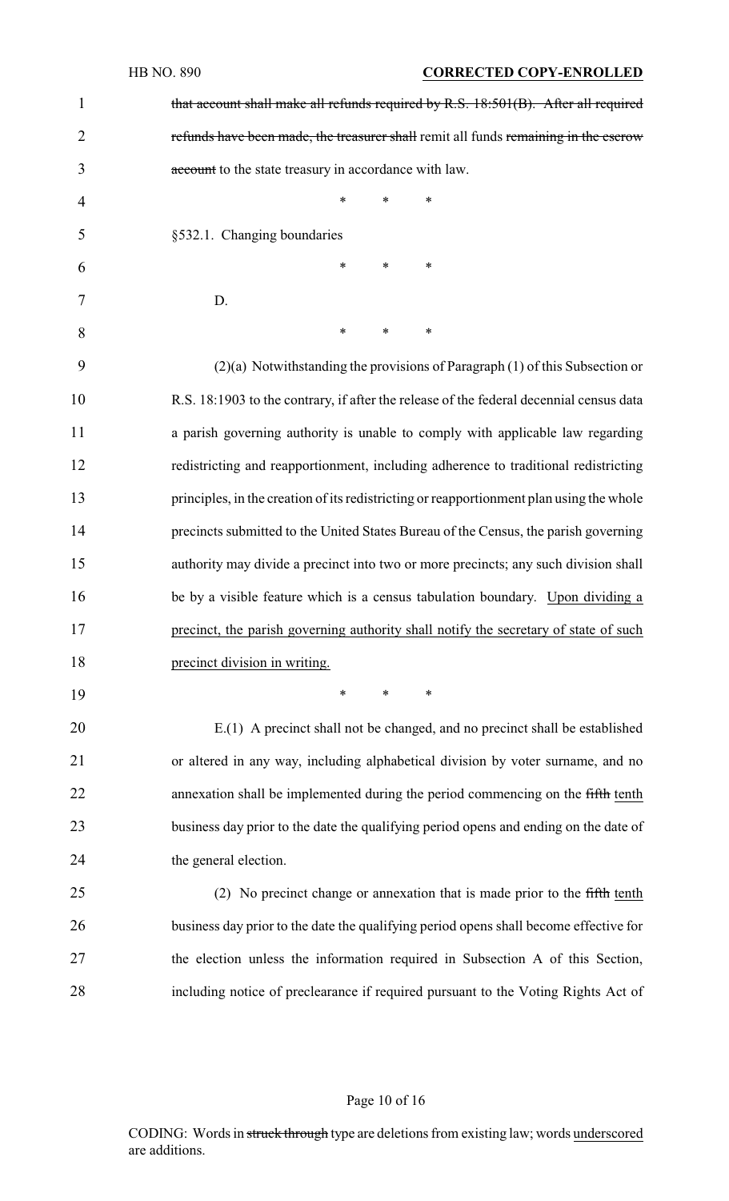~~that account shall make all refunds required by R.S. 18:501(B). After all required refunds have been made, the treasurer shall~~ remit all funds ~~remaining in the escrow account~~ to the state treasury in accordance with law.

\* \* \*

§532.1. Changing boundaries

\* \* \*

D.

\* \* \*

(2)(a) Notwithstanding the provisions of Paragraph (1) of this Subsection or R.S. 18:1903 to the contrary, if after the release of the federal decennial census data a parish governing authority is unable to comply with applicable law regarding redistricting and reapportionment, including adherence to traditional redistricting principles, in the creation of its redistricting or reapportionment plan using the whole precincts submitted to the United States Bureau of the Census, the parish governing authority may divide a precinct into two or more precincts; any such division shall be by a visible feature which is a census tabulation boundary. <u>Upon dividing a precinct, the parish governing authority shall notify the secretary of state of such precinct division in writing.</u>

\* \* \*

E.(1) A precinct shall not be changed, and no precinct shall be established or altered in any way, including alphabetical division by voter surname, and no annexation shall be implemented during the period commencing on the ~~fifth~~ <u>tenth</u> business day prior to the date the qualifying period opens and ending on the date of the general election.

(2) No precinct change or annexation that is made prior to the ~~fifth~~ <u>tenth</u> business day prior to the date the qualifying period opens shall become effective for the election unless the information required in Subsection A of this Section, including notice of preclearance if required pursuant to the Voting Rights Act of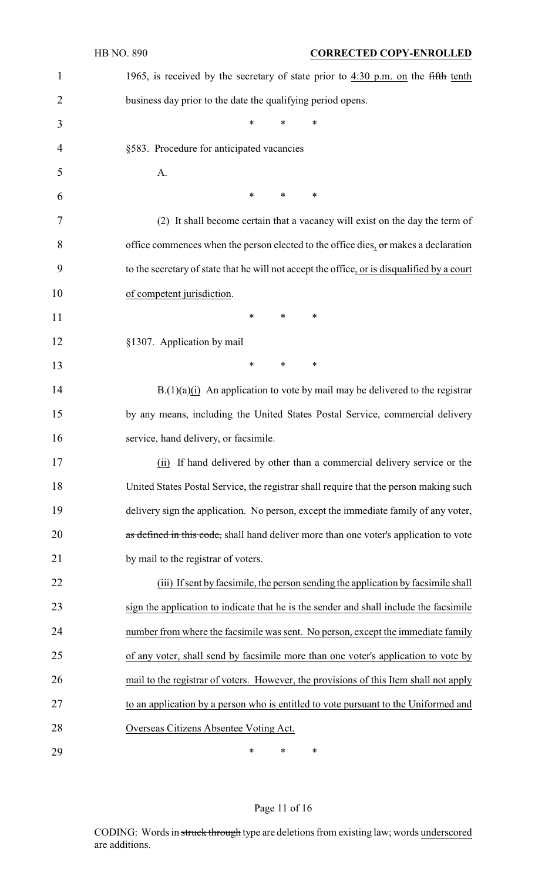1965, is received by the secretary of state prior to 4:30 p.m. on the ~~fifth~~ tenth business day prior to the date the qualifying period opens.

\* \* \*

§583. Procedure for anticipated vacancies

A.

\* \* \*

(2) It shall become certain that a vacancy will exist on the day the term of office commences when the person elected to the office dies, ~~or~~ makes a declaration to the secretary of state that he will not accept the office, or is disqualified by a court of competent jurisdiction.

\* \* \*

§1307. Application by mail

\* \* \*

B.(1)(a)(i) An application to vote by mail may be delivered to the registrar by any means, including the United States Postal Service, commercial delivery service, hand delivery, or facsimile.

(ii) If hand delivered by other than a commercial delivery service or the United States Postal Service, the registrar shall require that the person making such delivery sign the application. No person, except the immediate family of any voter, ~~as defined in this code,~~ shall hand deliver more than one voter's application to vote by mail to the registrar of voters.

(iii) If sent by facsimile, the person sending the application by facsimile shall sign the application to indicate that he is the sender and shall include the facsimile number from where the facsimile was sent. No person, except the immediate family of any voter, shall send by facsimile more than one voter's application to vote by mail to the registrar of voters. However, the provisions of this Item shall not apply to an application by a person who is entitled to vote pursuant to the Uniformed and Overseas Citizens Absentee Voting Act.

\* \* \*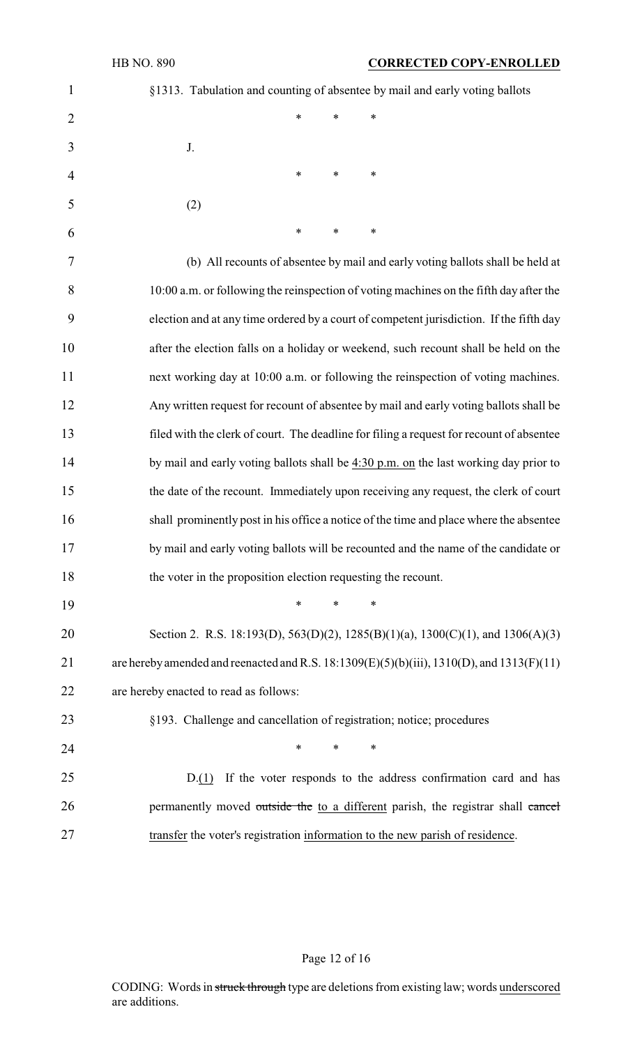§1313. Tabulation and counting of absentee by mail and early voting ballots

\* \* \*

J.

\* \* \*

(2)

\* \* \*

(b) All recounts of absentee by mail and early voting ballots shall be held at 10:00 a.m. or following the reinspection of voting machines on the fifth day after the election and at any time ordered by a court of competent jurisdiction. If the fifth day after the election falls on a holiday or weekend, such recount shall be held on the next working day at 10:00 a.m. or following the reinspection of voting machines. Any written request for recount of absentee by mail and early voting ballots shall be filed with the clerk of court. The deadline for filing a request for recount of absentee by mail and early voting ballots shall be <u>4:30 p.m. on</u> the last working day prior to the date of the recount. Immediately upon receiving any request, the clerk of court shall prominently post in his office a notice of the time and place where the absentee by mail and early voting ballots will be recounted and the name of the candidate or the voter in the proposition election requesting the recount.

\* \* \*

Section 2. R.S. 18:193(D), 563(D)(2), 1285(B)(1)(a), 1300(C)(1), and 1306(A)(3) are hereby amended and reenacted and R.S. 18:1309(E)(5)(b)(iii), 1310(D), and 1313(F)(11) are hereby enacted to read as follows:

§193. Challenge and cancellation of registration; notice; procedures

\* \* \*

D.<u>(1)</u> If the voter responds to the address confirmation card and has permanently moved ~~outside the~~ <u>to a different</u> parish, the registrar shall ~~cancel~~ <u>transfer</u> the voter's registration <u>information to the new parish of residence</u>.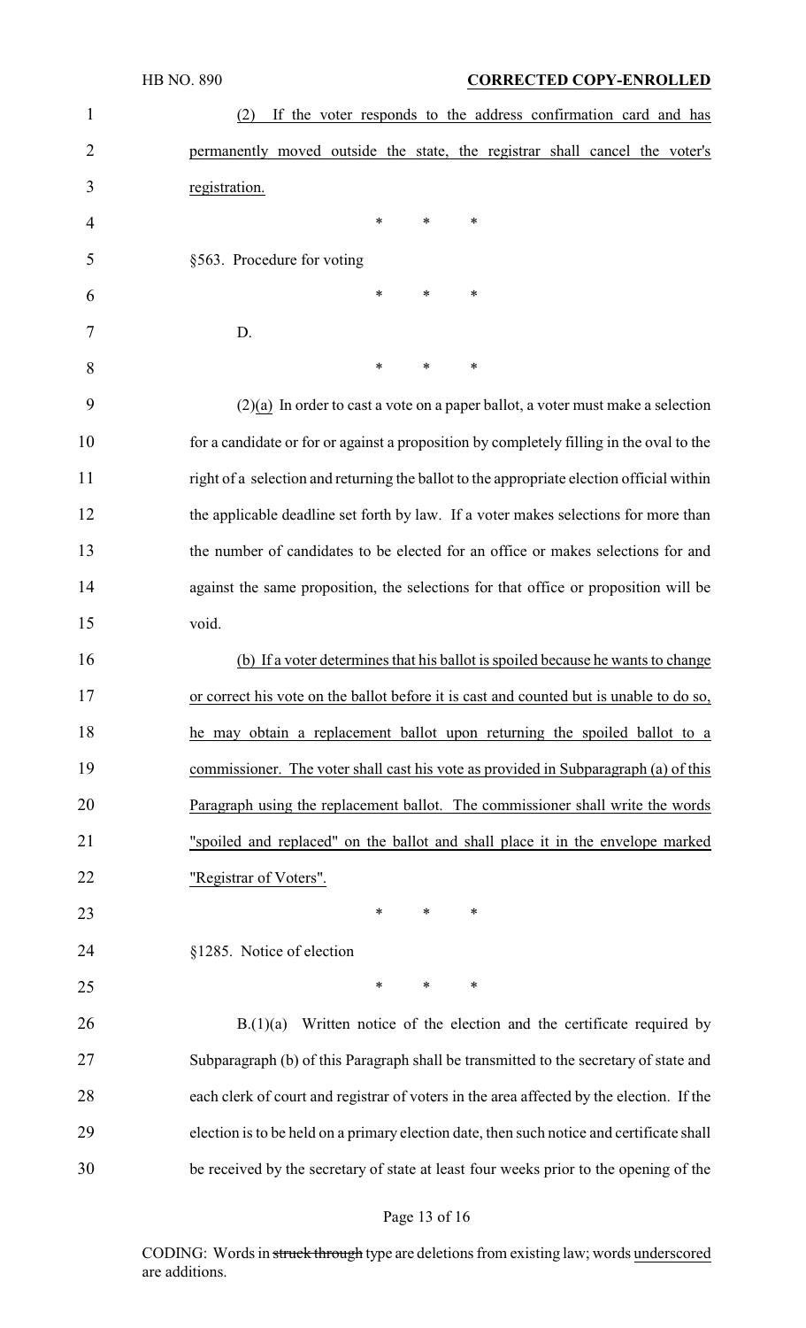(2) If the voter responds to the address confirmation card and has permanently moved outside the state, the registrar shall cancel the voter's registration.

\* \* \*

§563. Procedure for voting

\* \* \*

D.

\* \* \*

(2)(a) In order to cast a vote on a paper ballot, a voter must make a selection for a candidate or for or against a proposition by completely filling in the oval to the right of a selection and returning the ballot to the appropriate election official within the applicable deadline set forth by law. If a voter makes selections for more than the number of candidates to be elected for an office or makes selections for and against the same proposition, the selections for that office or proposition will be void.

(b) If a voter determines that his ballot is spoiled because he wants to change or correct his vote on the ballot before it is cast and counted but is unable to do so, he may obtain a replacement ballot upon returning the spoiled ballot to a commissioner. The voter shall cast his vote as provided in Subparagraph (a) of this Paragraph using the replacement ballot. The commissioner shall write the words "spoiled and replaced" on the ballot and shall place it in the envelope marked "Registrar of Voters".

\* \* \*

§1285. Notice of election

\* \* \*

B.(1)(a) Written notice of the election and the certificate required by Subparagraph (b) of this Paragraph shall be transmitted to the secretary of state and each clerk of court and registrar of voters in the area affected by the election. If the election is to be held on a primary election date, then such notice and certificate shall be received by the secretary of state at least four weeks prior to the opening of the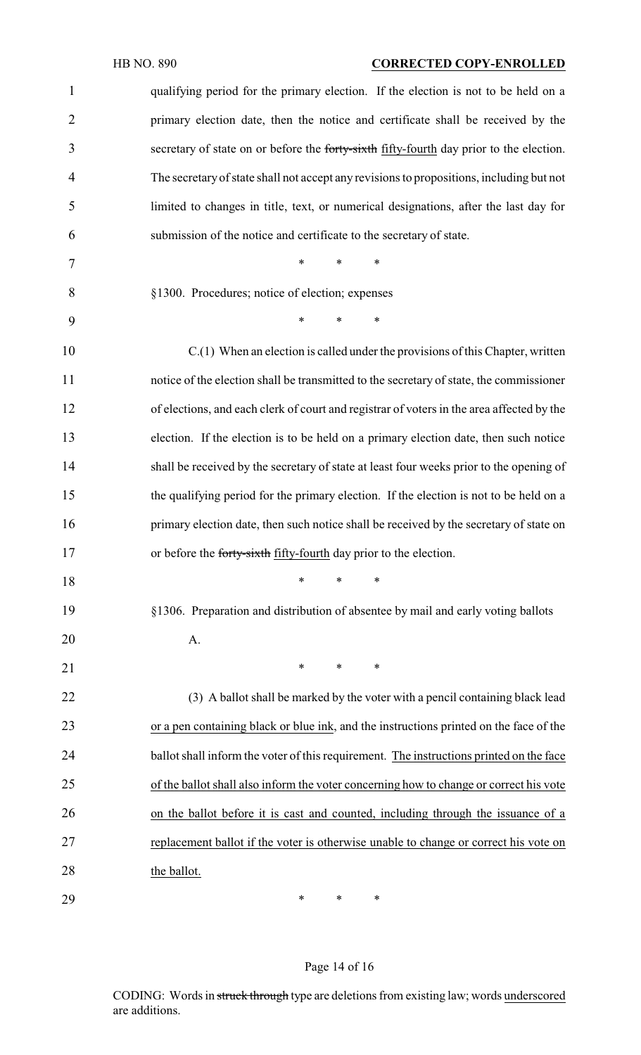qualifying period for the primary election. If the election is not to be held on a primary election date, then the notice and certificate shall be received by the secretary of state on or before the ~~forty-sixth~~ fifty-fourth day prior to the election. The secretary of state shall not accept any revisions to propositions, including but not limited to changes in title, text, or numerical designations, after the last day for submission of the notice and certificate to the secretary of state.

\* \* \*

§1300. Procedures; notice of election; expenses

\* \* \*

C.(1) When an election is called under the provisions of this Chapter, written notice of the election shall be transmitted to the secretary of state, the commissioner of elections, and each clerk of court and registrar of voters in the area affected by the election. If the election is to be held on a primary election date, then such notice shall be received by the secretary of state at least four weeks prior to the opening of the qualifying period for the primary election. If the election is not to be held on a primary election date, then such notice shall be received by the secretary of state on or before the ~~forty-sixth~~ fifty-fourth day prior to the election.

\* \* \*

§1306. Preparation and distribution of absentee by mail and early voting ballots

A.

\* \* \*

(3) A ballot shall be marked by the voter with a pencil containing black lead or a pen containing black or blue ink, and the instructions printed on the face of the ballot shall inform the voter of this requirement. The instructions printed on the face of the ballot shall also inform the voter concerning how to change or correct his vote on the ballot before it is cast and counted, including through the issuance of a replacement ballot if the voter is otherwise unable to change or correct his vote on the ballot.

\* \* \*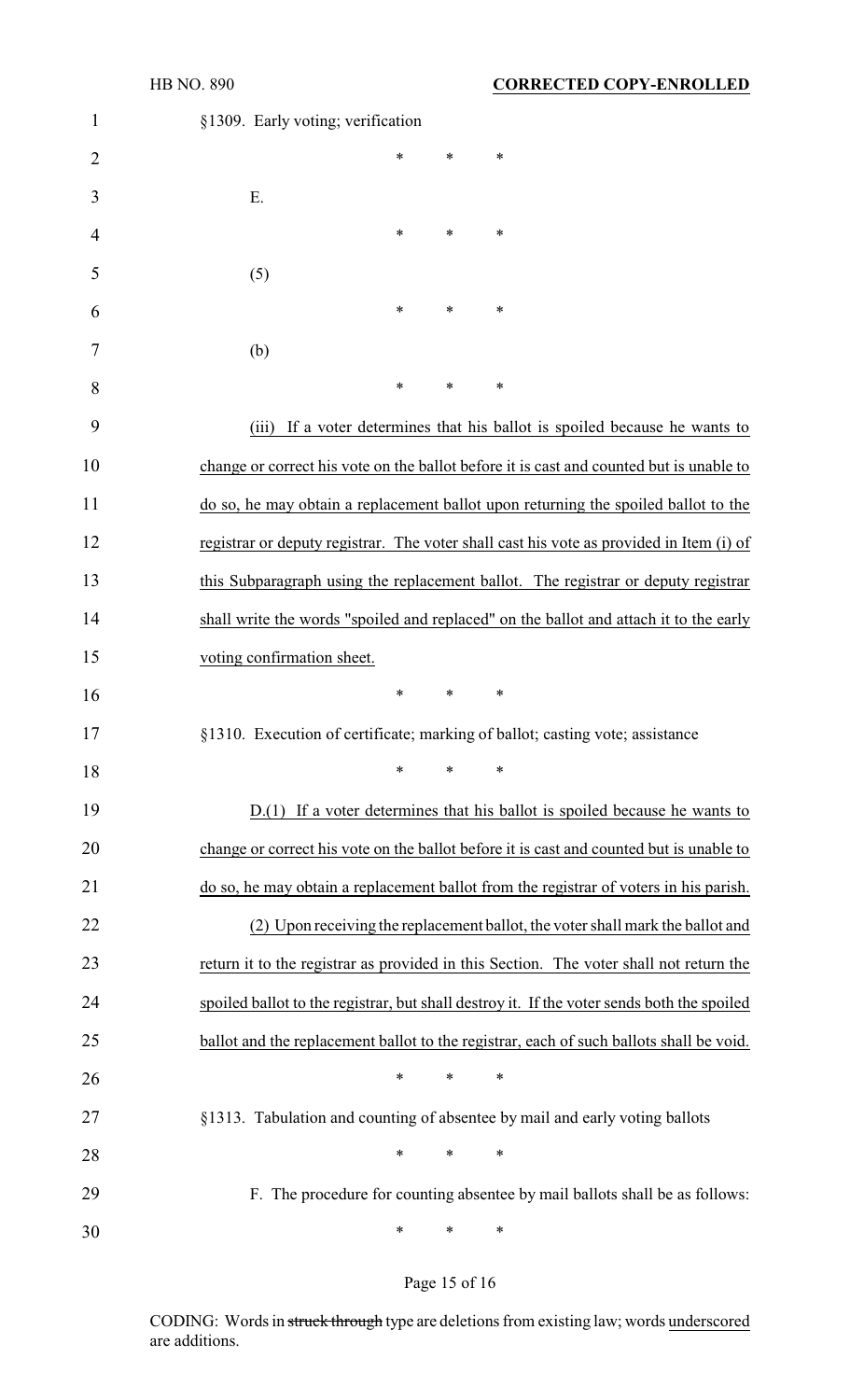§1309. Early voting; verification

\* \* \*

E.

\* \* \*

(5)

\* \* \*

(b)

\* \* \*

(iii) If a voter determines that his ballot is spoiled because he wants to change or correct his vote on the ballot before it is cast and counted but is unable to do so, he may obtain a replacement ballot upon returning the spoiled ballot to the registrar or deputy registrar. The voter shall cast his vote as provided in Item (i) of this Subparagraph using the replacement ballot. The registrar or deputy registrar shall write the words "spoiled and replaced" on the ballot and attach it to the early voting confirmation sheet.

\* \* \*

§1310. Execution of certificate; marking of ballot; casting vote; assistance

\* \* \*

D.(1) If a voter determines that his ballot is spoiled because he wants to change or correct his vote on the ballot before it is cast and counted but is unable to do so, he may obtain a replacement ballot from the registrar of voters in his parish.

(2) Upon receiving the replacement ballot, the voter shall mark the ballot and return it to the registrar as provided in this Section. The voter shall not return the spoiled ballot to the registrar, but shall destroy it. If the voter sends both the spoiled ballot and the replacement ballot to the registrar, each of such ballots shall be void.

\* \* \*

§1313. Tabulation and counting of absentee by mail and early voting ballots

\* \* \*

F. The procedure for counting absentee by mail ballots shall be as follows:

\* \* \*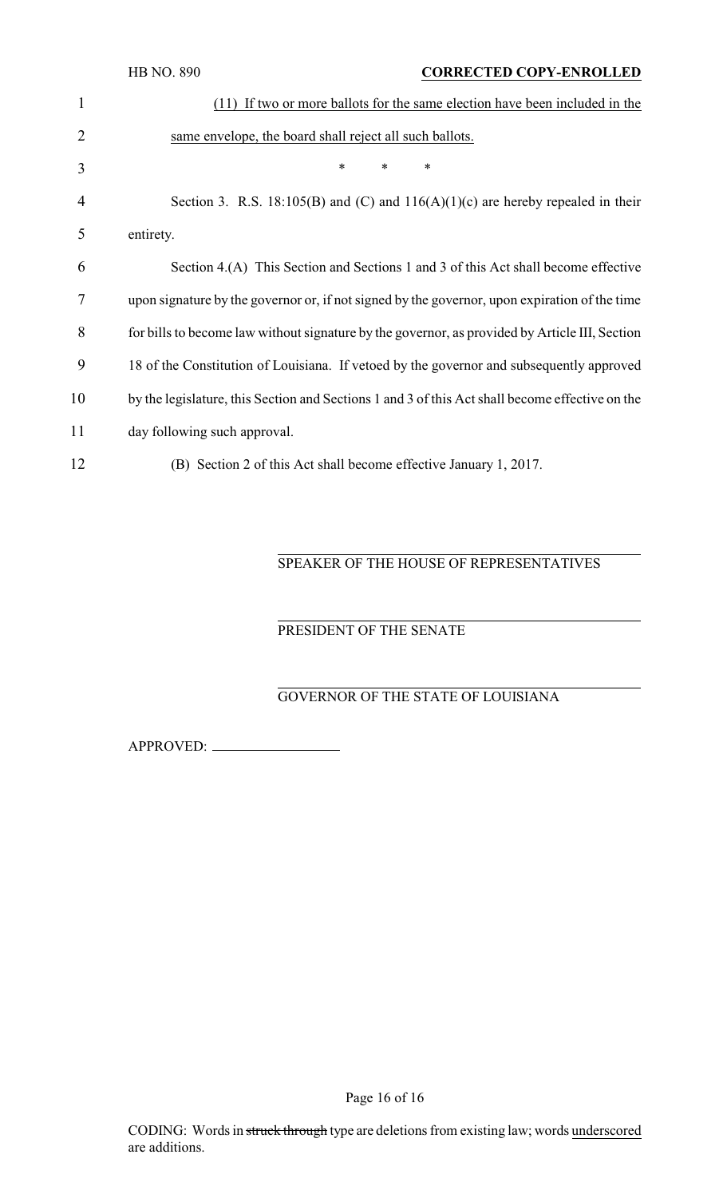(11) If two or more ballots for the same election have been included in the same envelope, the board shall reject all such ballots.

\* \* \*

Section 3. R.S. 18:105(B) and (C) and 116(A)(1)(c) are hereby repealed in their entirety.

Section 4.(A) This Section and Sections 1 and 3 of this Act shall become effective upon signature by the governor or, if not signed by the governor, upon expiration of the time for bills to become law without signature by the governor, as provided by Article III, Section 18 of the Constitution of Louisiana. If vetoed by the governor and subsequently approved by the legislature, this Section and Sections 1 and 3 of this Act shall become effective on the day following such approval.

(B) Section 2 of this Act shall become effective January 1, 2017.

SPEAKER OF THE HOUSE OF REPRESENTATIVES

PRESIDENT OF THE SENATE

GOVERNOR OF THE STATE OF LOUISIANA

APPROVED: \_\_\_\_\_\_\_\_\_\_\_\_\_\_\_\_\_\_

CODING: Words in ~~struck through~~ type are deletions from existing law; words underscored are additions.